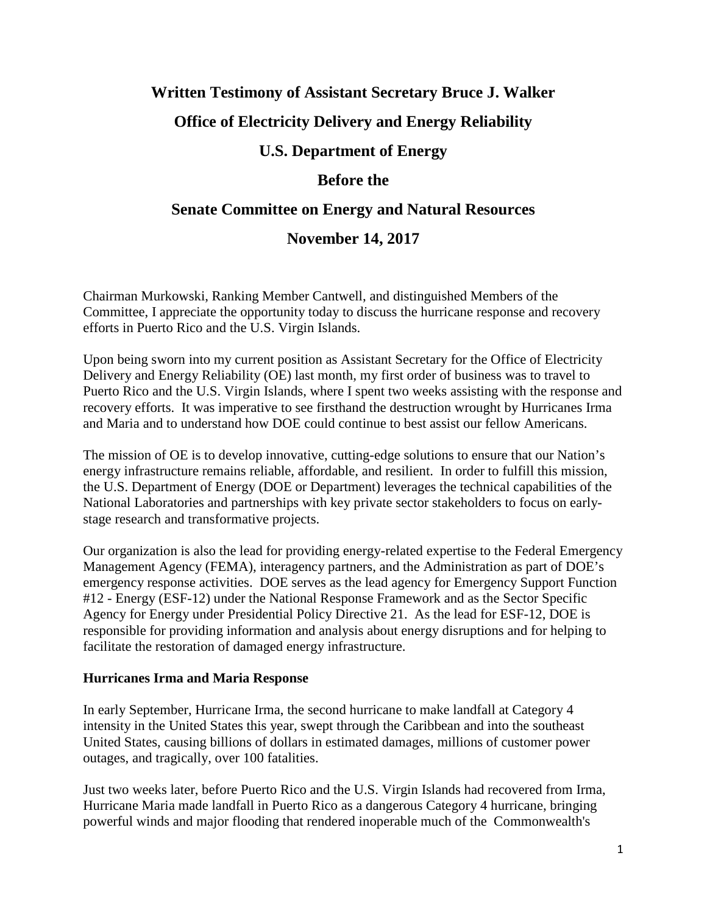# Written Testimony of Assistant Secretary Bruce J. Walker

## Office of Electricity Delivery and Energy Reliability

## U.S. Department of Energy

## Before the

## Senate Committee on Energy and Natural Resources

## November 14, 2017

Chairman Murkowski, Ranking Member Cantwell, and distinguished Members of the Committee, I appreciate the opportunity today to discuss the hurricane response and recovery efforts in Puerto Rico and the U.S. Virgin Islands.

Upon being sworn into my current position as Assistant Secretary for the Office of Electricity Delivery and Energy Reliability (OE) last month, my first order of business was to travel to Puerto Rico and the U.S. Virgin Islands, where I spent two weeks assisting with the response and recovery efforts. It was imperative to see firsthand the destruction wrought by Hurricanes Irma and Maria and to understand how DOE could continue to best assist our fellow Americans.

The mission of OE is to develop innovative, cutting-edge solutions to ensure that our Nation's energy infrastructure remains reliable, affordable, and resilient. In order to fulfill this mission, the U.S. Department of Energy (DOE or Department) leverages the technical capabilities of the National Laboratories and partnerships with key private sector stakeholders to focus on early-stage research and transformative projects.

Our organization is also the lead for providing energy-related expertise to the Federal Emergency Management Agency (FEMA), interagency partners, and the Administration as part of DOE's emergency response activities. DOE serves as the lead agency for Emergency Support Function #12 - Energy (ESF-12) under the National Response Framework and as the Sector Specific Agency for Energy under Presidential Policy Directive 21. As the lead for ESF-12, DOE is responsible for providing information and analysis about energy disruptions and for helping to facilitate the restoration of damaged energy infrastructure.

**Hurricanes Irma and Maria Response**

In early September, Hurricane Irma, the second hurricane to make landfall at Category 4 intensity in the United States this year, swept through the Caribbean and into the southeast United States, causing billions of dollars in estimated damages, millions of customer power outages, and tragically, over 100 fatalities.

Just two weeks later, before Puerto Rico and the U.S. Virgin Islands had recovered from Irma, Hurricane Maria made landfall in Puerto Rico as a dangerous Category 4 hurricane, bringing powerful winds and major flooding that rendered inoperable much of the Commonwealth's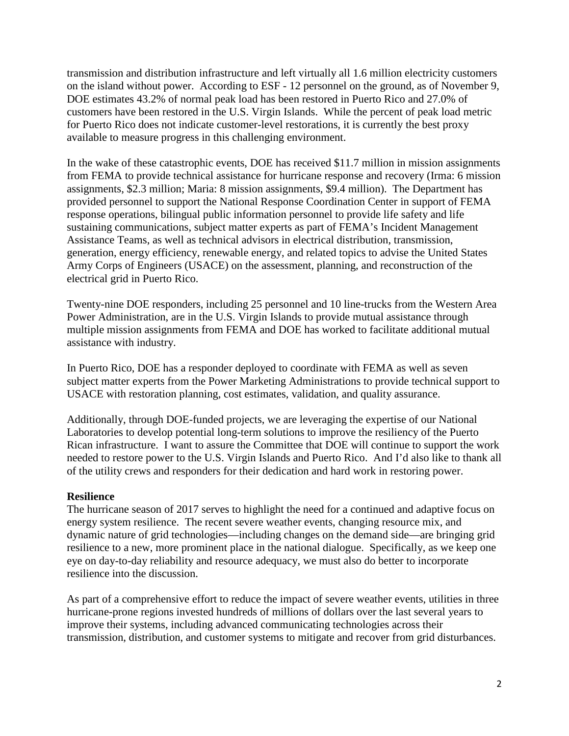transmission and distribution infrastructure and left virtually all 1.6 million electricity customers on the island without power. According to ESF - 12 personnel on the ground, as of November 9, DOE estimates 43.2% of normal peak load has been restored in Puerto Rico and 27.0% of customers have been restored in the U.S. Virgin Islands. While the percent of peak load metric for Puerto Rico does not indicate customer-level restorations, it is currently the best proxy available to measure progress in this challenging environment.

In the wake of these catastrophic events, DOE has received $11.7 million in mission assignments from FEMA to provide technical assistance for hurricane response and recovery (Irma: 6 mission assignments, $2.3 million; Maria: 8 mission assignments, $9.4 million). The Department has provided personnel to support the National Response Coordination Center in support of FEMA response operations, bilingual public information personnel to provide life safety and life sustaining communications, subject matter experts as part of FEMA's Incident Management Assistance Teams, as well as technical advisors in electrical distribution, transmission, generation, energy efficiency, renewable energy, and related topics to advise the United States Army Corps of Engineers (USACE) on the assessment, planning, and reconstruction of the electrical grid in Puerto Rico.

Twenty-nine DOE responders, including 25 personnel and 10 line-trucks from the Western Area Power Administration, are in the U.S. Virgin Islands to provide mutual assistance through multiple mission assignments from FEMA and DOE has worked to facilitate additional mutual assistance with industry.

In Puerto Rico, DOE has a responder deployed to coordinate with FEMA as well as seven subject matter experts from the Power Marketing Administrations to provide technical support to USACE with restoration planning, cost estimates, validation, and quality assurance.

Additionally, through DOE-funded projects, we are leveraging the expertise of our National Laboratories to develop potential long-term solutions to improve the resiliency of the Puerto Rican infrastructure. I want to assure the Committee that DOE will continue to support the work needed to restore power to the U.S. Virgin Islands and Puerto Rico. And I'd also like to thank all of the utility crews and responders for their dedication and hard work in restoring power.

**Resilience**

The hurricane season of 2017 serves to highlight the need for a continued and adaptive focus on energy system resilience. The recent severe weather events, changing resource mix, and dynamic nature of grid technologies—including changes on the demand side—are bringing grid resilience to a new, more prominent place in the national dialogue. Specifically, as we keep one eye on day-to-day reliability and resource adequacy, we must also do better to incorporate resilience into the discussion.

As part of a comprehensive effort to reduce the impact of severe weather events, utilities in three hurricane-prone regions invested hundreds of millions of dollars over the last several years to improve their systems, including advanced communicating technologies across their transmission, distribution, and customer systems to mitigate and recover from grid disturbances.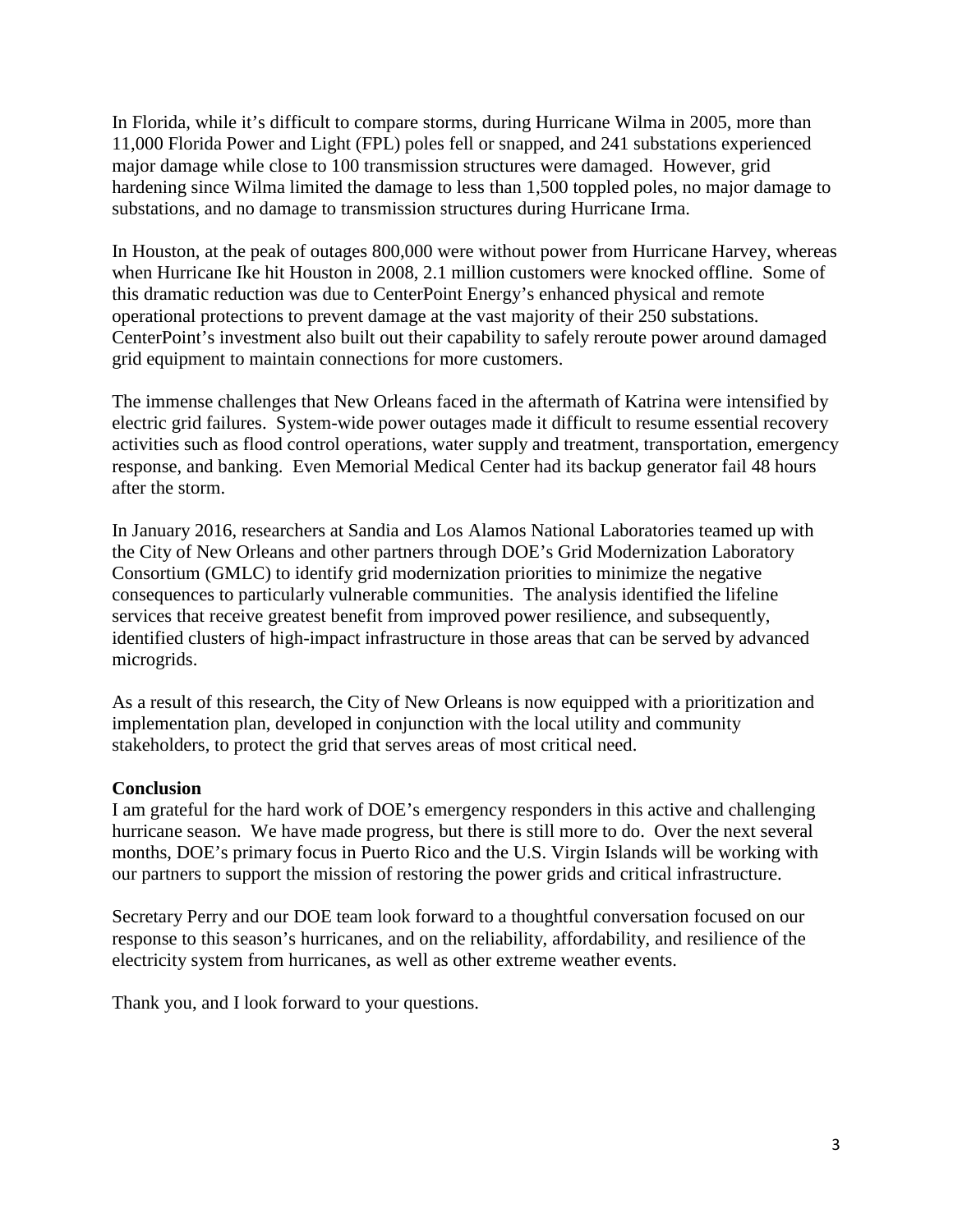In Florida, while it's difficult to compare storms, during Hurricane Wilma in 2005, more than 11,000 Florida Power and Light (FPL) poles fell or snapped, and 241 substations experienced major damage while close to 100 transmission structures were damaged. However, grid hardening since Wilma limited the damage to less than 1,500 toppled poles, no major damage to substations, and no damage to transmission structures during Hurricane Irma.

In Houston, at the peak of outages 800,000 were without power from Hurricane Harvey, whereas when Hurricane Ike hit Houston in 2008, 2.1 million customers were knocked offline. Some of this dramatic reduction was due to CenterPoint Energy's enhanced physical and remote operational protections to prevent damage at the vast majority of their 250 substations. CenterPoint's investment also built out their capability to safely reroute power around damaged grid equipment to maintain connections for more customers.

The immense challenges that New Orleans faced in the aftermath of Katrina were intensified by electric grid failures. System-wide power outages made it difficult to resume essential recovery activities such as flood control operations, water supply and treatment, transportation, emergency response, and banking. Even Memorial Medical Center had its backup generator fail 48 hours after the storm.

In January 2016, researchers at Sandia and Los Alamos National Laboratories teamed up with the City of New Orleans and other partners through DOE's Grid Modernization Laboratory Consortium (GMLC) to identify grid modernization priorities to minimize the negative consequences to particularly vulnerable communities. The analysis identified the lifeline services that receive greatest benefit from improved power resilience, and subsequently, identified clusters of high-impact infrastructure in those areas that can be served by advanced microgrids.

As a result of this research, the City of New Orleans is now equipped with a prioritization and implementation plan, developed in conjunction with the local utility and community stakeholders, to protect the grid that serves areas of most critical need.

**Conclusion**

I am grateful for the hard work of DOE's emergency responders in this active and challenging hurricane season. We have made progress, but there is still more to do. Over the next several months, DOE's primary focus in Puerto Rico and the U.S. Virgin Islands will be working with our partners to support the mission of restoring the power grids and critical infrastructure.

Secretary Perry and our DOE team look forward to a thoughtful conversation focused on our response to this season's hurricanes, and on the reliability, affordability, and resilience of the electricity system from hurricanes, as well as other extreme weather events.

Thank you, and I look forward to your questions.